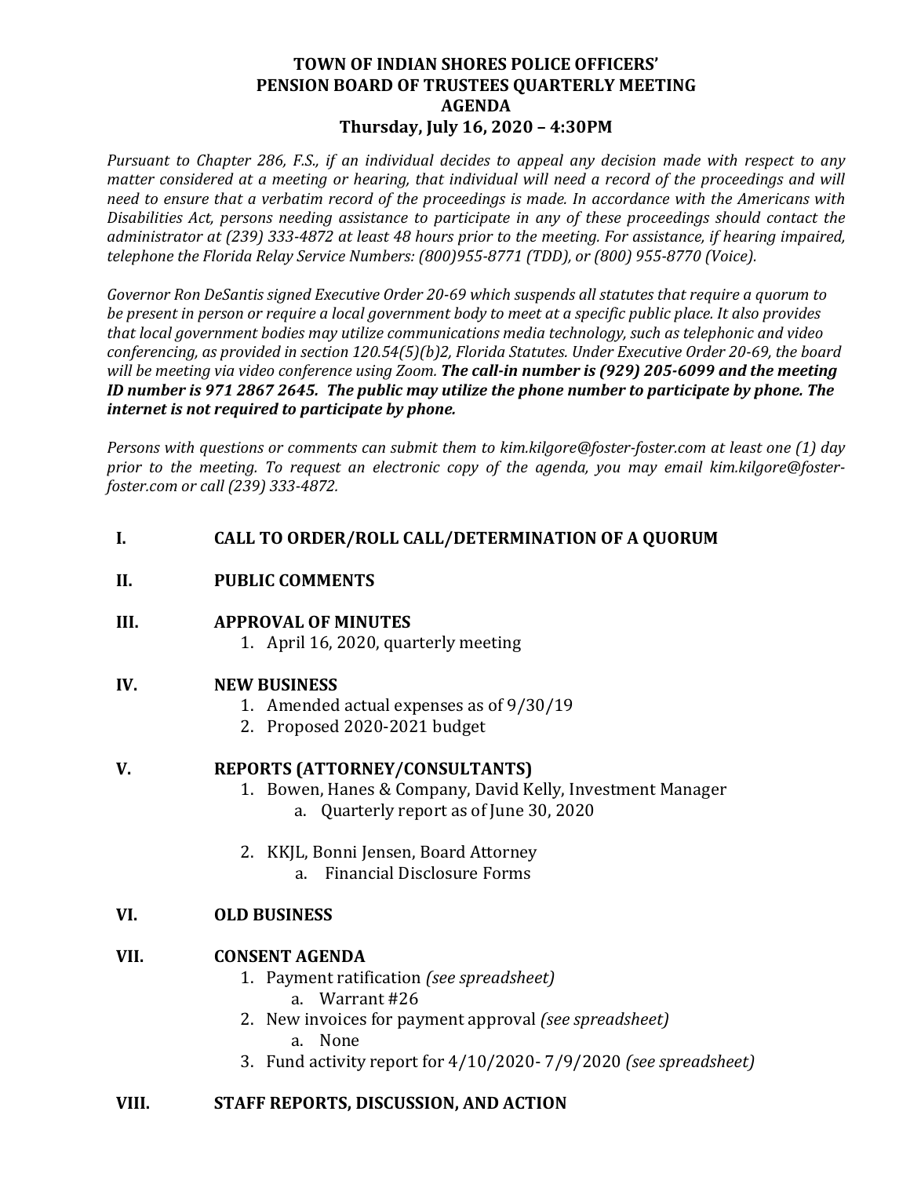# TOWN OF INDIAN SHORES POLICE OFFICERS' PENSION BOARD OF TRUSTEES QUARTERLY MEETING AGENDA

## Thursday, July 16, 2020 – 4:30PM

*Pursuant to Chapter 286, F.S., if an individual decides to appeal any decision made with respect to any matter considered at a meeting or hearing, that individual will need a record of the proceedings and will need to ensure that a verbatim record of the proceedings is made. In accordance with the Americans with Disabilities Act, persons needing assistance to participate in any of these proceedings should contact the administrator at (239) 333-4872 at least 48 hours prior to the meeting. For assistance, if hearing impaired, telephone the Florida Relay Service Numbers: (800)955-8771 (TDD), or (800) 955-8770 (Voice).*

*Governor Ron DeSantis signed Executive Order 20-69 which suspends all statutes that require a quorum to be present in person or require a local government body to meet at a specific public place. It also provides that local government bodies may utilize communications media technology, such as telephonic and video conferencing, as provided in section 120.54(5)(b)2, Florida Statutes. Under Executive Order 20-69, the board will be meeting via video conference using Zoom.* ***The call-in number is (929) 205-6099 and the meeting ID number is 971 2867 2645. The public may utilize the phone number to participate by phone. The internet is not required to participate by phone.***

*Persons with questions or comments can submit them to kim.kilgore@foster-foster.com at least one (1) day prior to the meeting. To request an electronic copy of the agenda, you may email kim.kilgore@foster-foster.com or call (239) 333-4872.*

**I. CALL TO ORDER/ROLL CALL/DETERMINATION OF A QUORUM**

**II. PUBLIC COMMENTS**

**III. APPROVAL OF MINUTES**

1. April 16, 2020, quarterly meeting

**IV. NEW BUSINESS**

1. Amended actual expenses as of 9/30/19
2. Proposed 2020-2021 budget

**V. REPORTS (ATTORNEY/CONSULTANTS)**

1. Bowen, Hanes & Company, David Kelly, Investment Manager
   a. Quarterly report as of June 30, 2020
2. KKJL, Bonni Jensen, Board Attorney
   a. Financial Disclosure Forms

**VI. OLD BUSINESS**

**VII. CONSENT AGENDA**

1. Payment ratification *(see spreadsheet)*
   a. Warrant #26
2. New invoices for payment approval *(see spreadsheet)*
   a. None
3. Fund activity report for 4/10/2020- 7/9/2020 *(see spreadsheet)*

**VIII. STAFF REPORTS, DISCUSSION, AND ACTION**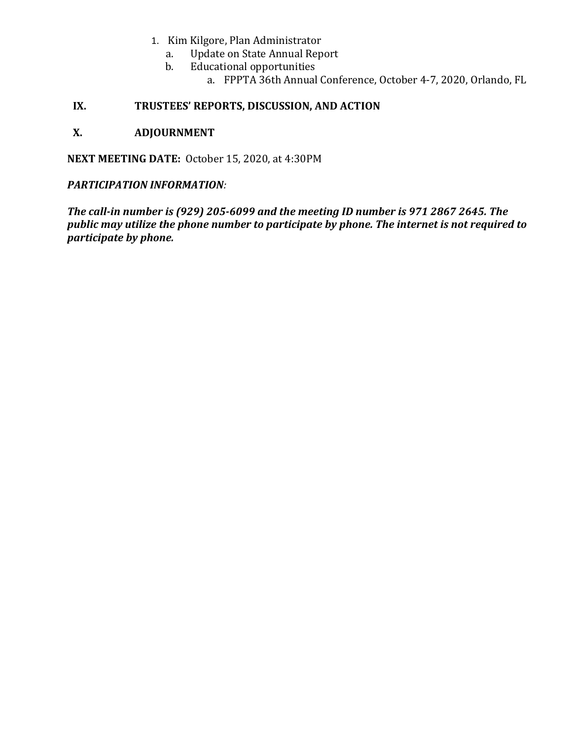1. Kim Kilgore, Plan Administrator
    a. Update on State Annual Report
    b. Educational opportunities
        a. FPPTA 36th Annual Conference, October 4-7, 2020, Orlando, FL

**IX. TRUSTEES' REPORTS, DISCUSSION, AND ACTION**

**X. ADJOURNMENT**

**NEXT MEETING DATE:** October 15, 2020, at 4:30PM

***PARTICIPATION INFORMATION:***

***The call-in number is (929) 205-6099 and the meeting ID number is 971 2867 2645. The public may utilize the phone number to participate by phone. The internet is not required to participate by phone.***